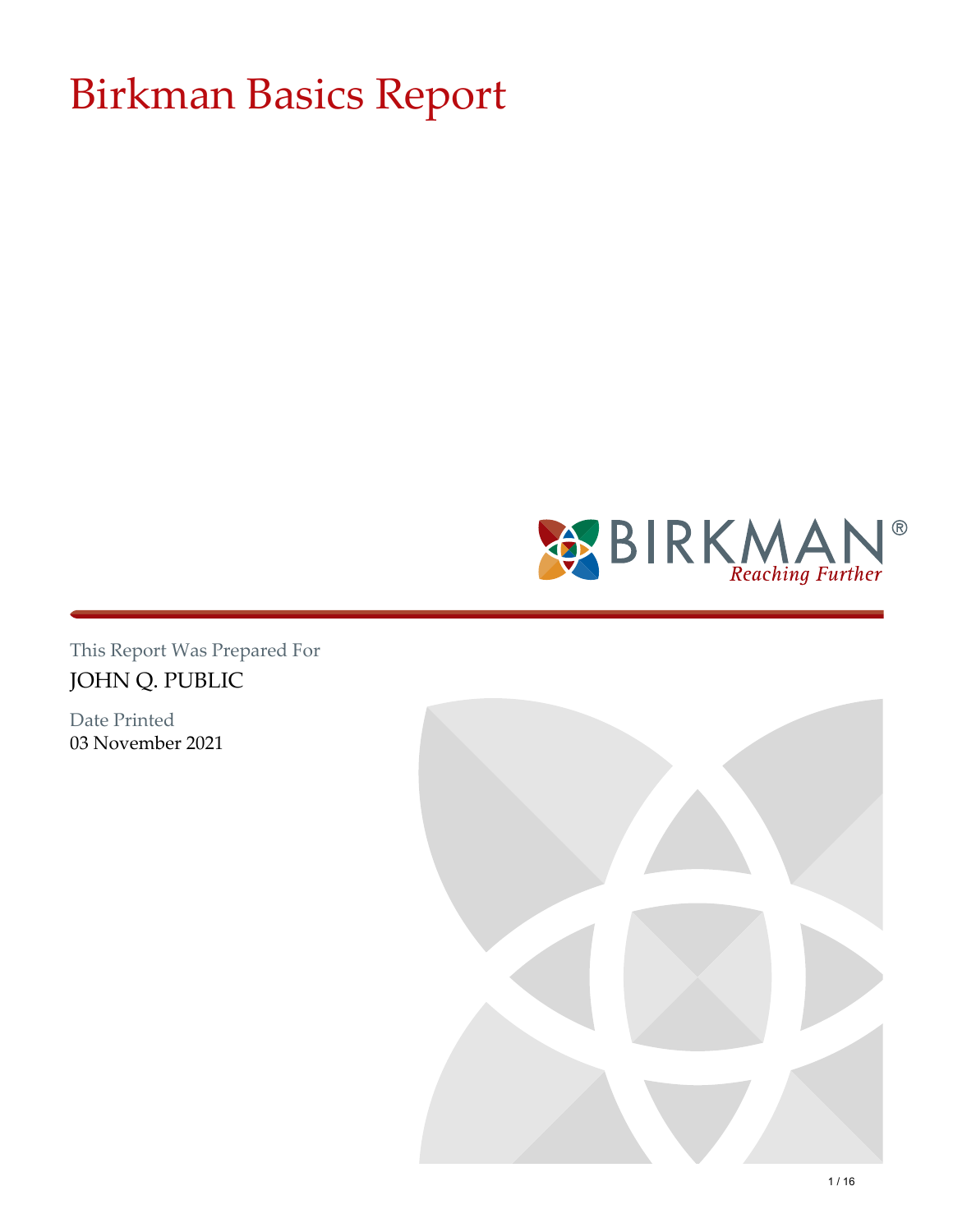# Birkman Basics Report

BIRKMAN®
*Reaching Further*

This Report Was Prepared For
JOHN Q. PUBLIC

Date Printed
03 November 2021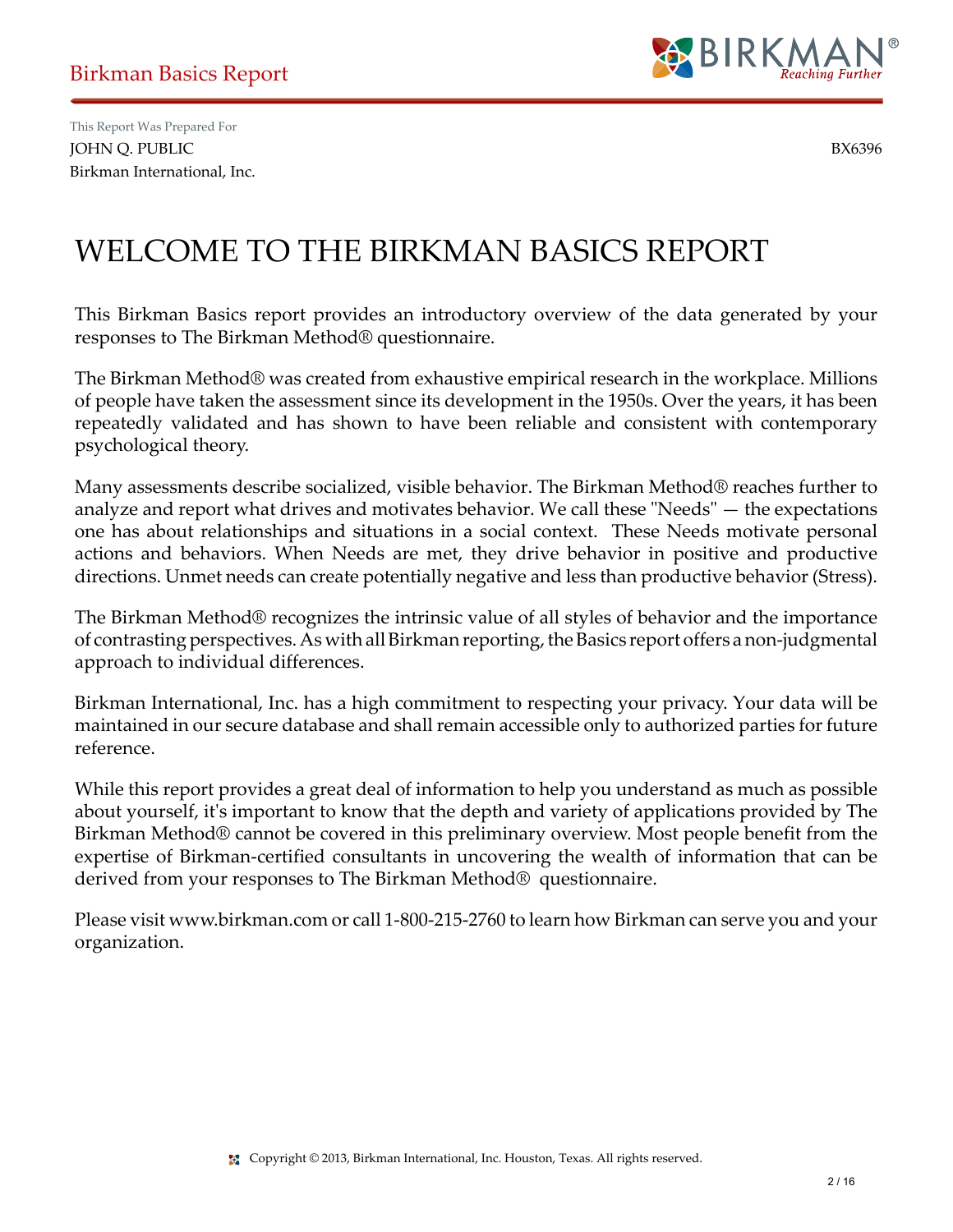This Report Was Prepared For

JOHN Q. PUBLIC BX6396

Birkman International, Inc.

# WELCOME TO THE BIRKMAN BASICS REPORT

This Birkman Basics report provides an introductory overview of the data generated by your responses to The Birkman Method® questionnaire.

The Birkman Method® was created from exhaustive empirical research in the workplace. Millions of people have taken the assessment since its development in the 1950s. Over the years, it has been repeatedly validated and has shown to have been reliable and consistent with contemporary psychological theory.

Many assessments describe socialized, visible behavior. The Birkman Method® reaches further to analyze and report what drives and motivates behavior. We call these "Needs" — the expectations one has about relationships and situations in a social context. These Needs motivate personal actions and behaviors. When Needs are met, they drive behavior in positive and productive directions. Unmet needs can create potentially negative and less than productive behavior (Stress).

The Birkman Method® recognizes the intrinsic value of all styles of behavior and the importance of contrasting perspectives. As with all Birkman reporting, the Basics report offers a non-judgmental approach to individual differences.

Birkman International, Inc. has a high commitment to respecting your privacy. Your data will be maintained in our secure database and shall remain accessible only to authorized parties for future reference.

While this report provides a great deal of information to help you understand as much as possible about yourself, it's important to know that the depth and variety of applications provided by The Birkman Method® cannot be covered in this preliminary overview. Most people benefit from the expertise of Birkman-certified consultants in uncovering the wealth of information that can be derived from your responses to The Birkman Method® questionnaire.

Please visit www.birkman.com or call 1-800-215-2760 to learn how Birkman can serve you and your organization.

Copyright © 2013, Birkman International, Inc. Houston, Texas. All rights reserved.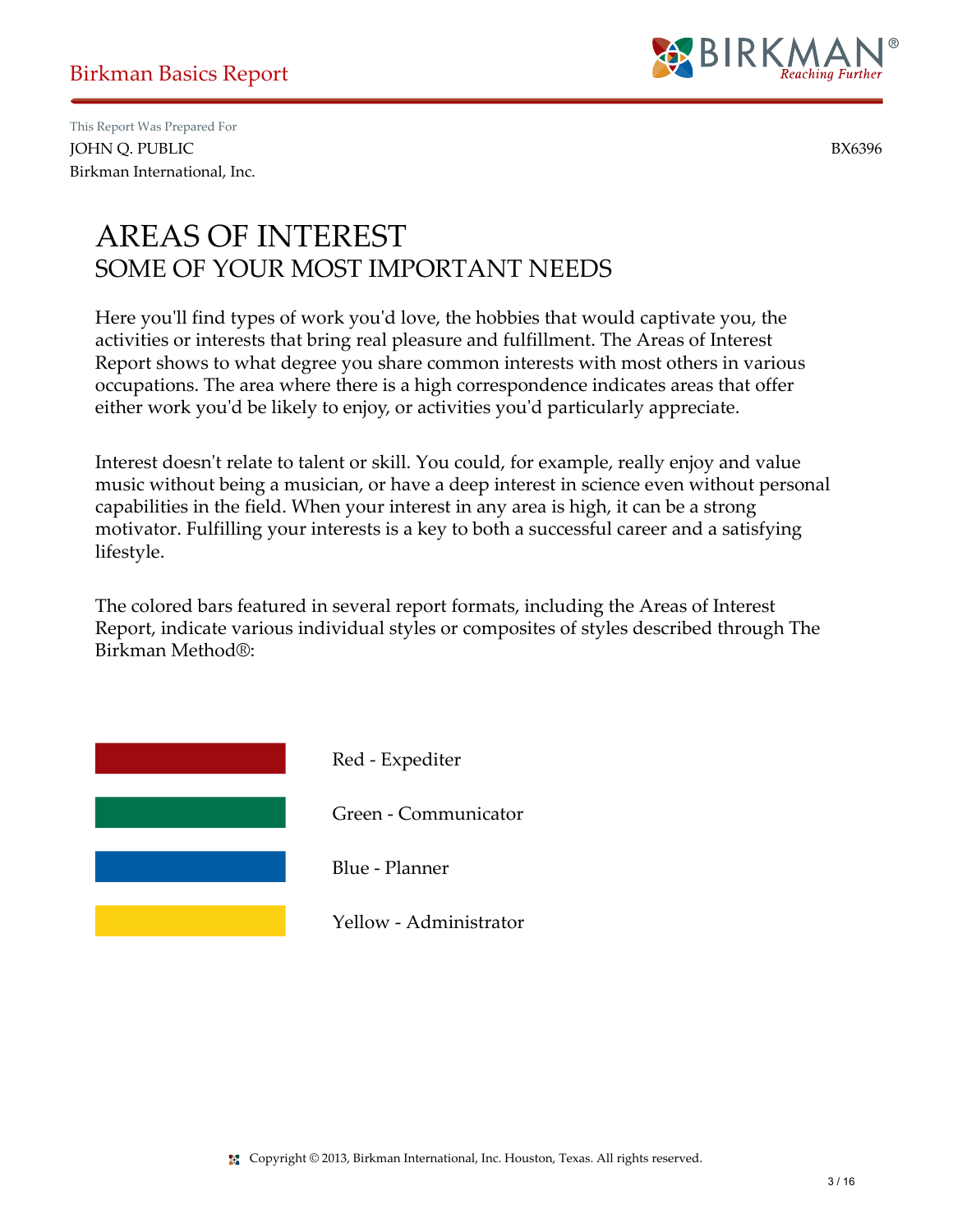This Report Was Prepared For
JOHN Q. PUBLIC
Birkman International, Inc.

BX6396

# AREAS OF INTEREST
## SOME OF YOUR MOST IMPORTANT NEEDS

Here you'll find types of work you'd love, the hobbies that would captivate you, the activities or interests that bring real pleasure and fulfillment. The Areas of Interest Report shows to what degree you share common interests with most others in various occupations. The area where there is a high correspondence indicates areas that offer either work you'd be likely to enjoy, or activities you'd particularly appreciate.

Interest doesn't relate to talent or skill. You could, for example, really enjoy and value music without being a musician, or have a deep interest in science even without personal capabilities in the field. When your interest in any area is high, it can be a strong motivator. Fulfilling your interests is a key to both a successful career and a satisfying lifestyle.

The colored bars featured in several report formats, including the Areas of Interest Report, indicate various individual styles or composites of styles described through The Birkman Method®:

Red - Expediter

Green - Communicator

Blue - Planner

Yellow - Administrator

Copyright © 2013, Birkman International, Inc. Houston, Texas. All rights reserved.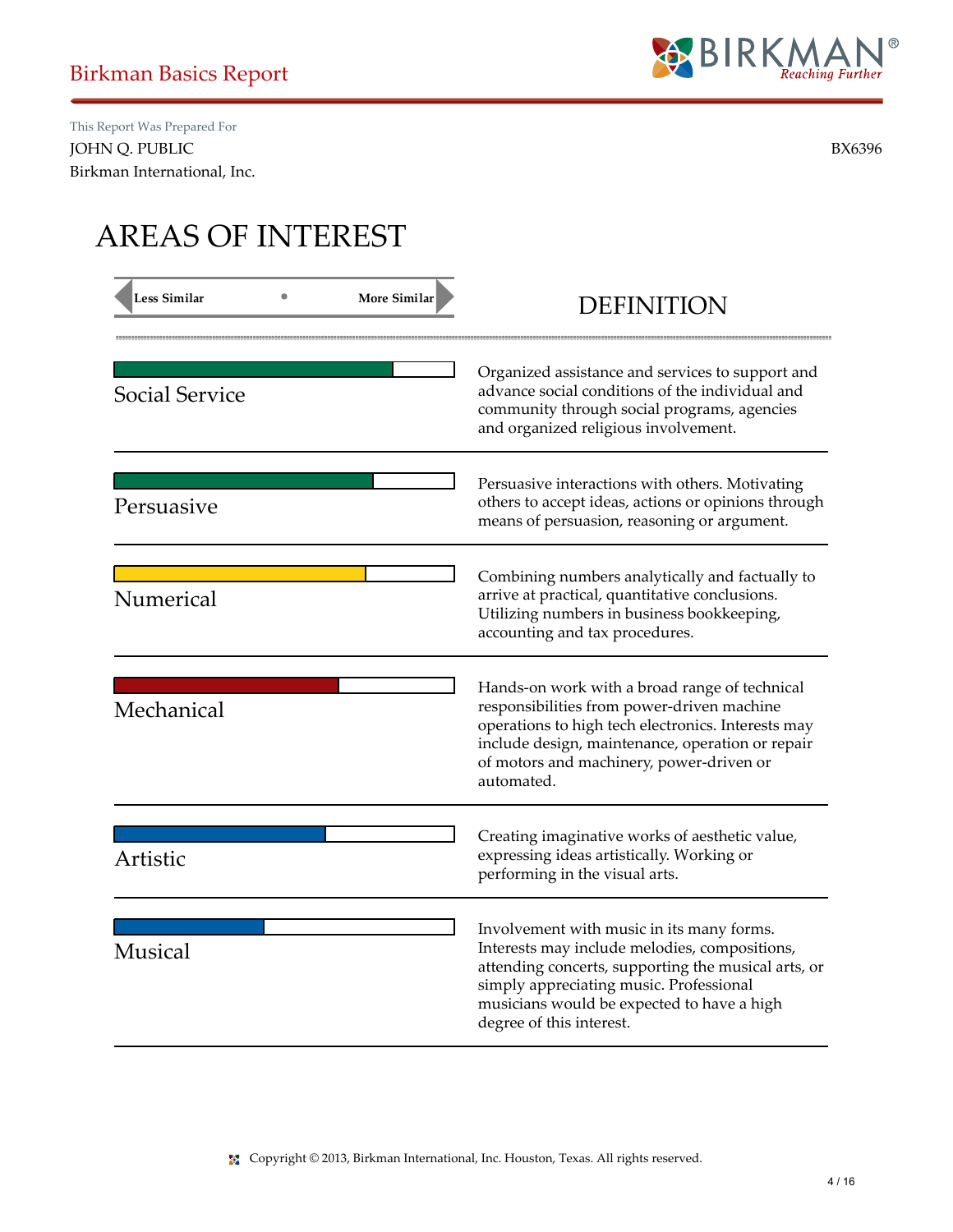Birkman Basics Report

This Report Was Prepared For
JOHN Q. PUBLIC
Birkman International, Inc.

BX6396

# AREAS OF INTEREST

| Less Similar ◄ • ► More Similar | DEFINITION |
|---|---|
| Social Service | Organized assistance and services to support and advance social conditions of the individual and community through social programs, agencies and organized religious involvement. |
| Persuasive | Persuasive interactions with others. Motivating others to accept ideas, actions or opinions through means of persuasion, reasoning or argument. |
| Numerical | Combining numbers analytically and factually to arrive at practical, quantitative conclusions. Utilizing numbers in business bookkeeping, accounting and tax procedures. |
| Mechanical | Hands-on work with a broad range of technical responsibilities from power-driven machine operations to high tech electronics. Interests may include design, maintenance, operation or repair of motors and machinery, power-driven or automated. |
| Artistic | Creating imaginative works of aesthetic value, expressing ideas artistically. Working or performing in the visual arts. |
| Musical | Involvement with music in its many forms. Interests may include melodies, compositions, attending concerts, supporting the musical arts, or simply appreciating music. Professional musicians would be expected to have a high degree of this interest. |

Copyright © 2013, Birkman International, Inc. Houston, Texas. All rights reserved.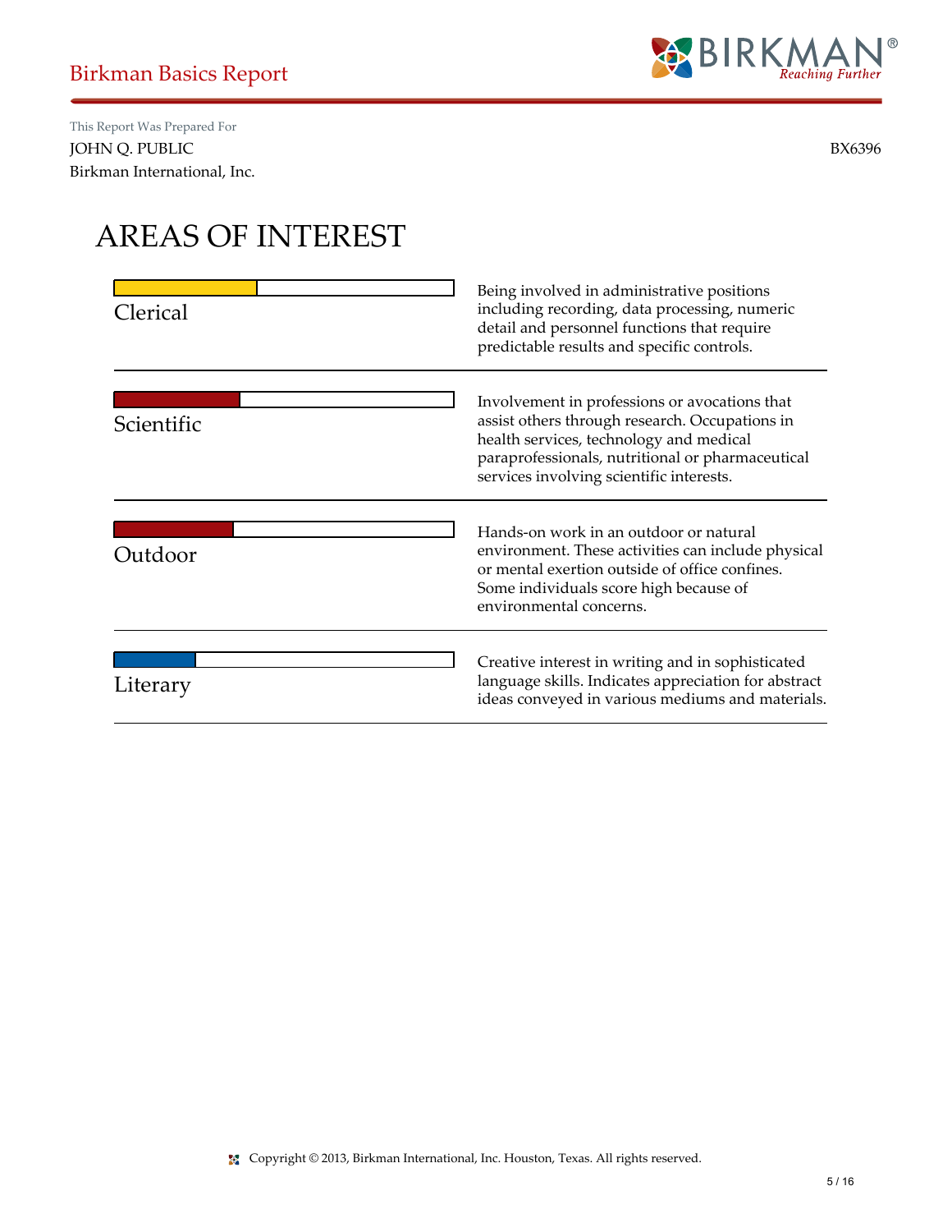This Report Was Prepared For

JOHN Q. PUBLIC

Birkman International, Inc.

BX6396

# AREAS OF INTEREST

| Area | Description |
| --- | --- |
| Clerical | Being involved in administrative positions including recording, data processing, numeric detail and personnel functions that require predictable results and specific controls. |
| Scientific | Involvement in professions or avocations that assist others through research. Occupations in health services, technology and medical paraprofessionals, nutritional or pharmaceutical services involving scientific interests. |
| Outdoor | Hands-on work in an outdoor or natural environment. These activities can include physical or mental exertion outside of office confines. Some individuals score high because of environmental concerns. |
| Literary | Creative interest in writing and in sophisticated language skills. Indicates appreciation for abstract ideas conveyed in various mediums and materials. |

Copyright © 2013, Birkman International, Inc. Houston, Texas. All rights reserved.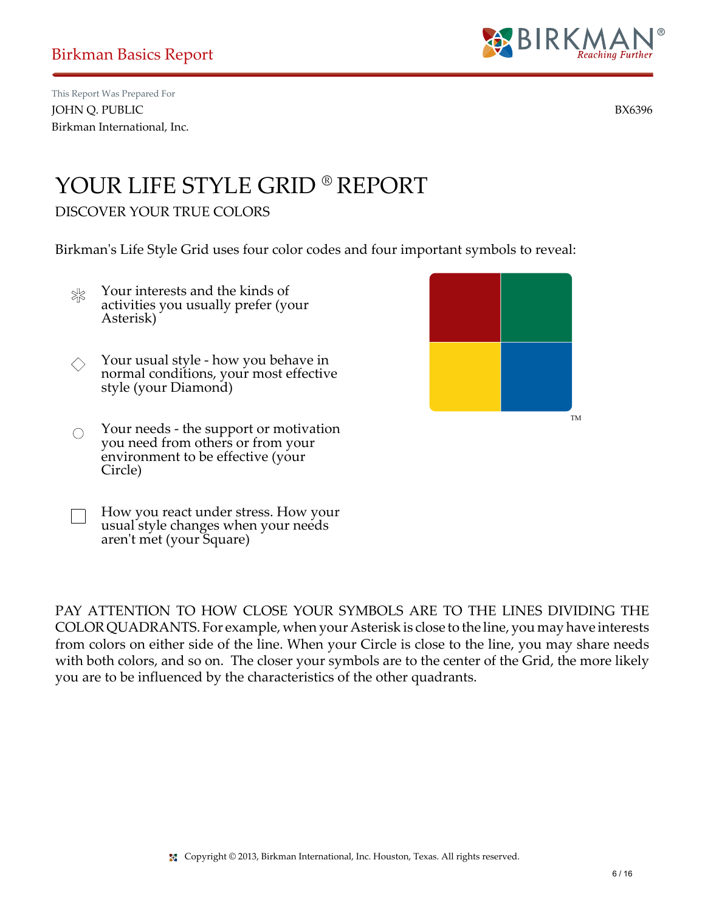Birkman Basics Report

This Report Was Prepared For
JOHN Q. PUBLIC
Birkman International, Inc.

BX6396

# YOUR LIFE STYLE GRID ® REPORT

## DISCOVER YOUR TRUE COLORS

Birkman's Life Style Grid uses four color codes and four important symbols to reveal:

- Your interests and the kinds of activities you usually prefer (your Asterisk)
- Your usual style - how you behave in normal conditions, your most effective style (your Diamond)
- Your needs - the support or motivation you need from others or from your environment to be effective (your Circle)
- How you react under stress. How your usual style changes when your needs aren't met (your Square)

TM

PAY ATTENTION TO HOW CLOSE YOUR SYMBOLS ARE TO THE LINES DIVIDING THE COLOR QUADRANTS. For example, when your Asterisk is close to the line, you may have interests from colors on either side of the line. When your Circle is close to the line, you may share needs with both colors, and so on. The closer your symbols are to the center of the Grid, the more likely you are to be influenced by the characteristics of the other quadrants.

Copyright © 2013, Birkman International, Inc. Houston, Texas. All rights reserved.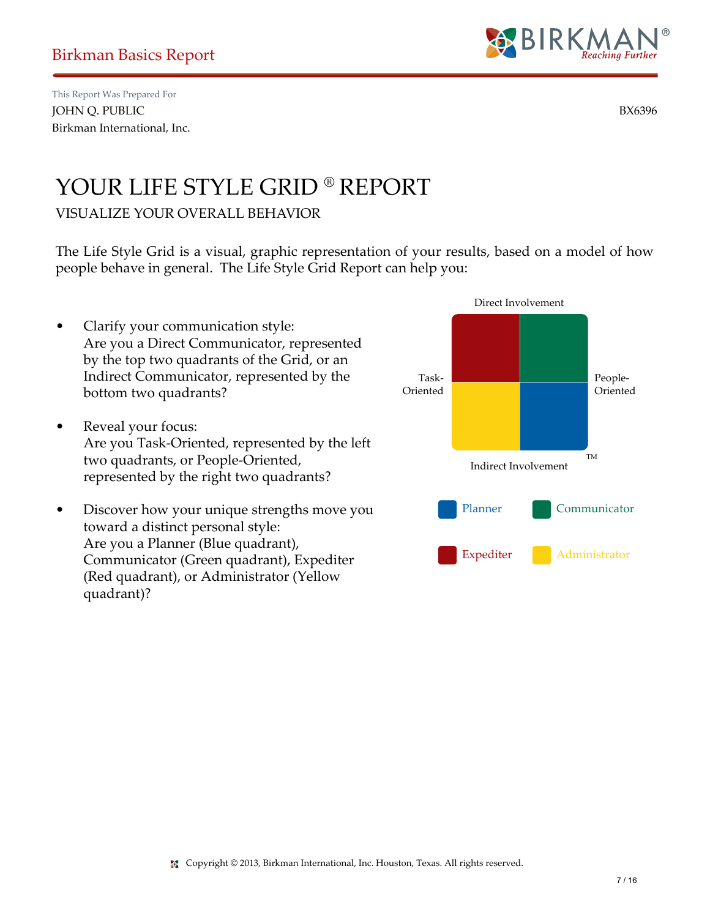This Report Was Prepared For
JOHN Q. PUBLIC
Birkman International, Inc.

BX6396

# YOUR LIFE STYLE GRID ® REPORT

## VISUALIZE YOUR OVERALL BEHAVIOR

The Life Style Grid is a visual, graphic representation of your results, based on a model of how people behave in general. The Life Style Grid Report can help you:

- Clarify your communication style:
  Are you a Direct Communicator, represented by the top two quadrants of the Grid, or an Indirect Communicator, represented by the bottom two quadrants?

- Reveal your focus:
  Are you Task-Oriented, represented by the left two quadrants, or People-Oriented, represented by the right two quadrants?

- Discover how your unique strengths move you toward a distinct personal style:
  Are you a Planner (Blue quadrant), Communicator (Green quadrant), Expediter (Red quadrant), or Administrator (Yellow quadrant)?

Direct Involvement

Task-Oriented

People-Oriented

Indirect Involvement

TM

Planner

Communicator

Expediter

Administrator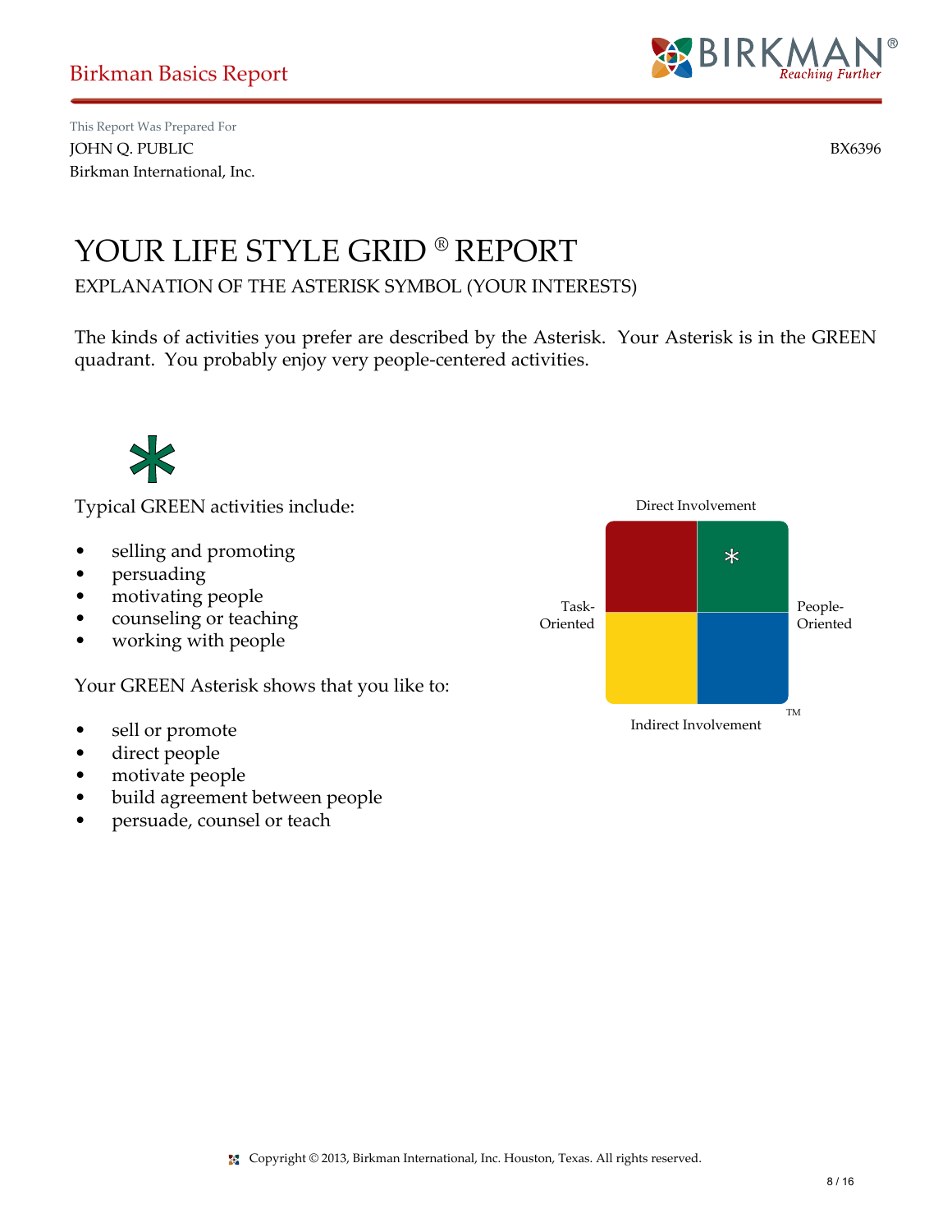Birkman Basics Report

This Report Was Prepared For
JOHN Q. PUBLIC
Birkman International, Inc.

BX6396

# YOUR LIFE STYLE GRID ® REPORT

EXPLANATION OF THE ASTERISK SYMBOL (YOUR INTERESTS)

The kinds of activities you prefer are described by the Asterisk. Your Asterisk is in the GREEN quadrant. You probably enjoy very people-centered activities.

*

Typical GREEN activities include:

- selling and promoting
- persuading
- motivating people
- counseling or teaching
- working with people

Your GREEN Asterisk shows that you like to:

- sell or promote
- direct people
- motivate people
- build agreement between people
- persuade, counsel or teach

Direct Involvement

Task-Oriented

People-Oriented

Indirect Involvement

TM

Copyright © 2013, Birkman International, Inc. Houston, Texas. All rights reserved.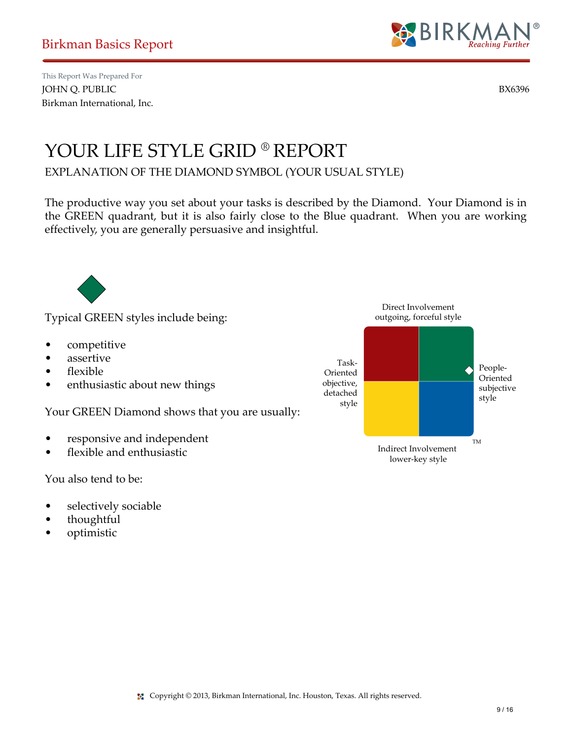Birkman Basics Report

This Report Was Prepared For
JOHN Q. PUBLIC
Birkman International, Inc.

BX6396

# YOUR LIFE STYLE GRID ® REPORT

## EXPLANATION OF THE DIAMOND SYMBOL (YOUR USUAL STYLE)

The productive way you set about your tasks is described by the Diamond. Your Diamond is in the GREEN quadrant, but it is also fairly close to the Blue quadrant. When you are working effectively, you are generally persuasive and insightful.

Typical GREEN styles include being:

- competitive
- assertive
- flexible
- enthusiastic about new things

Your GREEN Diamond shows that you are usually:

- responsive and independent
- flexible and enthusiastic

You also tend to be:

- selectively sociable
- thoughtful
- optimistic

Direct Involvement
outgoing, forceful style

Task-Oriented
objective, detached style

People-Oriented
subjective style

Indirect Involvement
lower-key style

TM

Copyright © 2013, Birkman International, Inc. Houston, Texas. All rights reserved.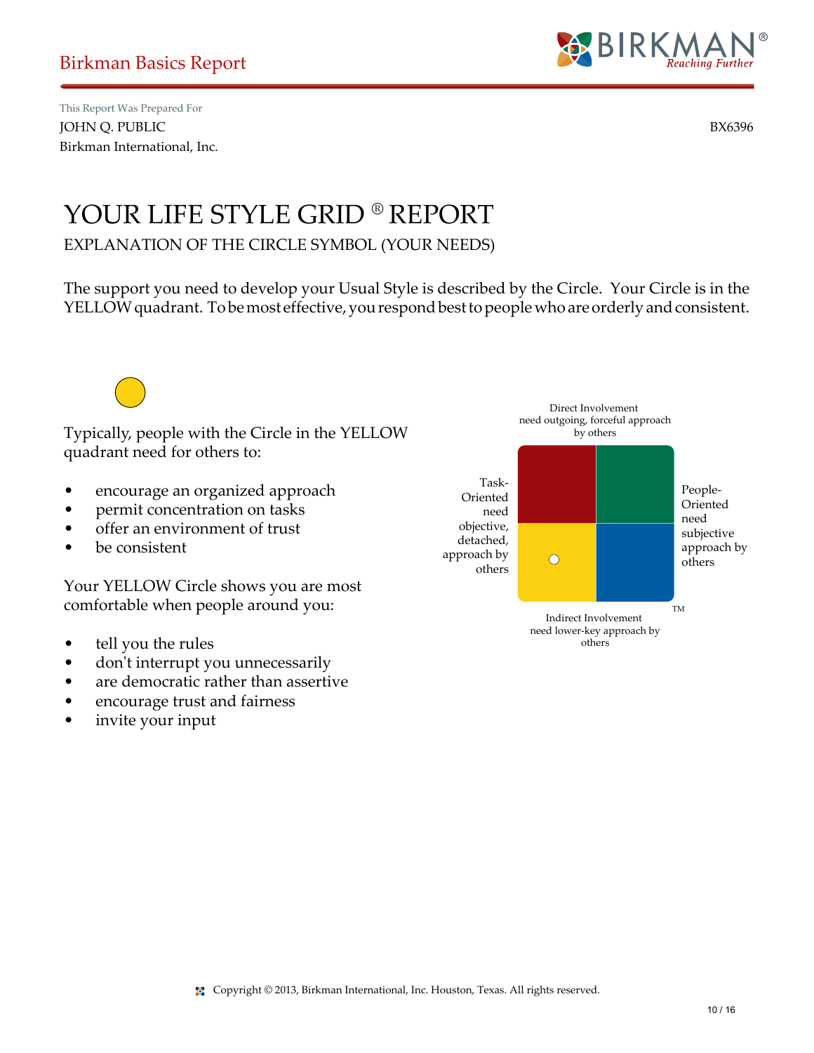This Report Was Prepared For

JOHN Q. PUBLIC
Birkman International, Inc.

BX6396

# YOUR LIFE STYLE GRID ® REPORT

EXPLANATION OF THE CIRCLE SYMBOL (YOUR NEEDS)

The support you need to develop your Usual Style is described by the Circle. Your Circle is in the YELLOW quadrant. To be most effective, you respond best to people who are orderly and consistent.

Typically, people with the Circle in the YELLOW quadrant need for others to:

- encourage an organized approach
- permit concentration on tasks
- offer an environment of trust
- be consistent

Your YELLOW Circle shows you are most comfortable when people around you:

- tell you the rules
- don't interrupt you unnecessarily
- are democratic rather than assertive
- encourage trust and fairness
- invite your input

Direct Involvement need outgoing, forceful approach by others

Task-Oriented need objective, detached, approach by others

People-Oriented need subjective approach by others

Indirect Involvement need lower-key approach by others

TM

Copyright © 2013, Birkman International, Inc. Houston, Texas. All rights reserved.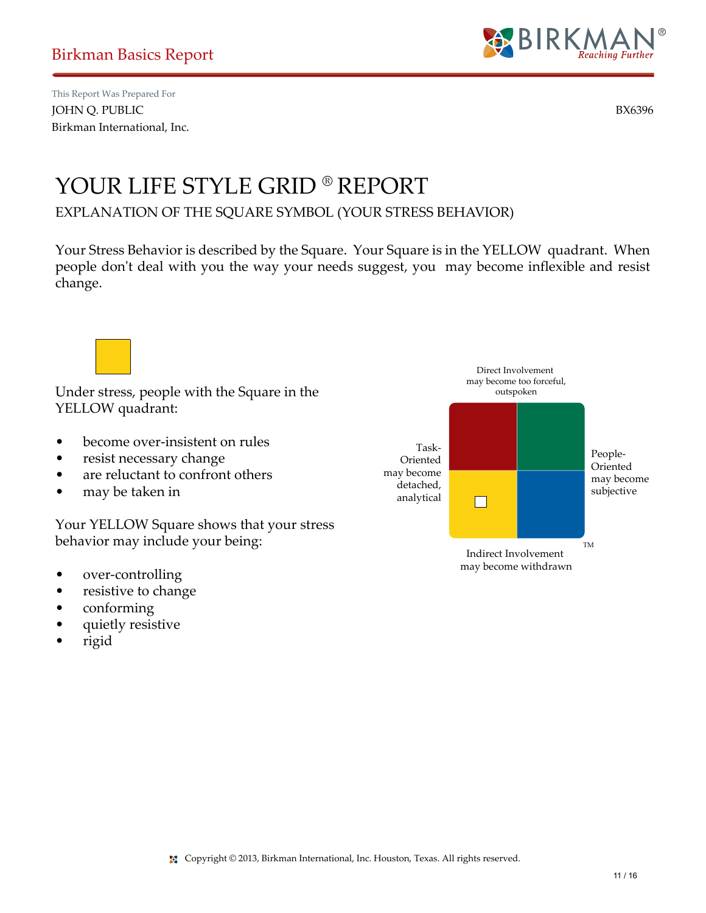This Report Was Prepared For

JOHN Q. PUBLIC

Birkman International, Inc.

BX6396

# YOUR LIFE STYLE GRID ® REPORT

## EXPLANATION OF THE SQUARE SYMBOL (YOUR STRESS BEHAVIOR)

Your Stress Behavior is described by the Square. Your Square is in the YELLOW quadrant. When people don't deal with you the way your needs suggest, you may become inflexible and resist change.

Under stress, people with the Square in the YELLOW quadrant:

- become over-insistent on rules
- resist necessary change
- are reluctant to confront others
- may be taken in

Your YELLOW Square shows that your stress behavior may include your being:

- over-controlling
- resistive to change
- conforming
- quietly resistive
- rigid

Direct Involvement may become too forceful, outspoken

Task-Oriented may become detached, analytical

People-Oriented may become subjective

Indirect Involvement may become withdrawn

Copyright © 2013, Birkman International, Inc. Houston, Texas. All rights reserved.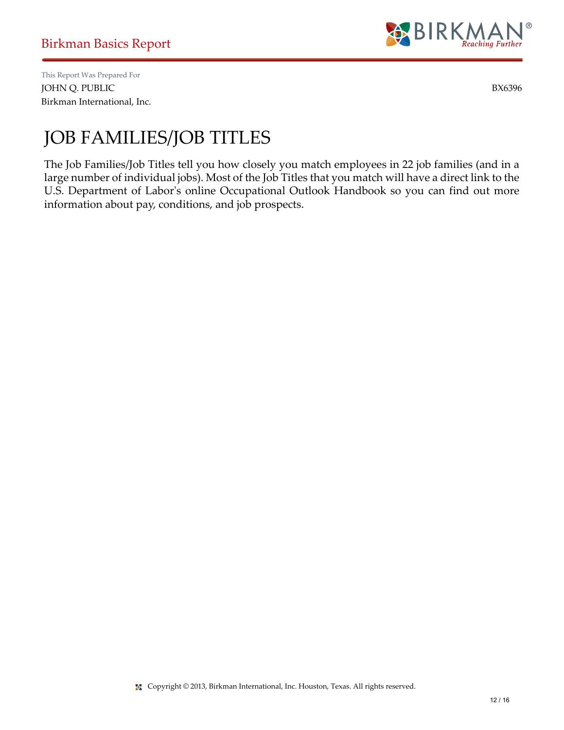This Report Was Prepared For

JOHN Q. PUBLIC BX6396

Birkman International, Inc.

# JOB FAMILIES/JOB TITLES

The Job Families/Job Titles tell you how closely you match employees in 22 job families (and in a large number of individual jobs). Most of the Job Titles that you match will have a direct link to the U.S. Department of Labor's online Occupational Outlook Handbook so you can find out more information about pay, conditions, and job prospects.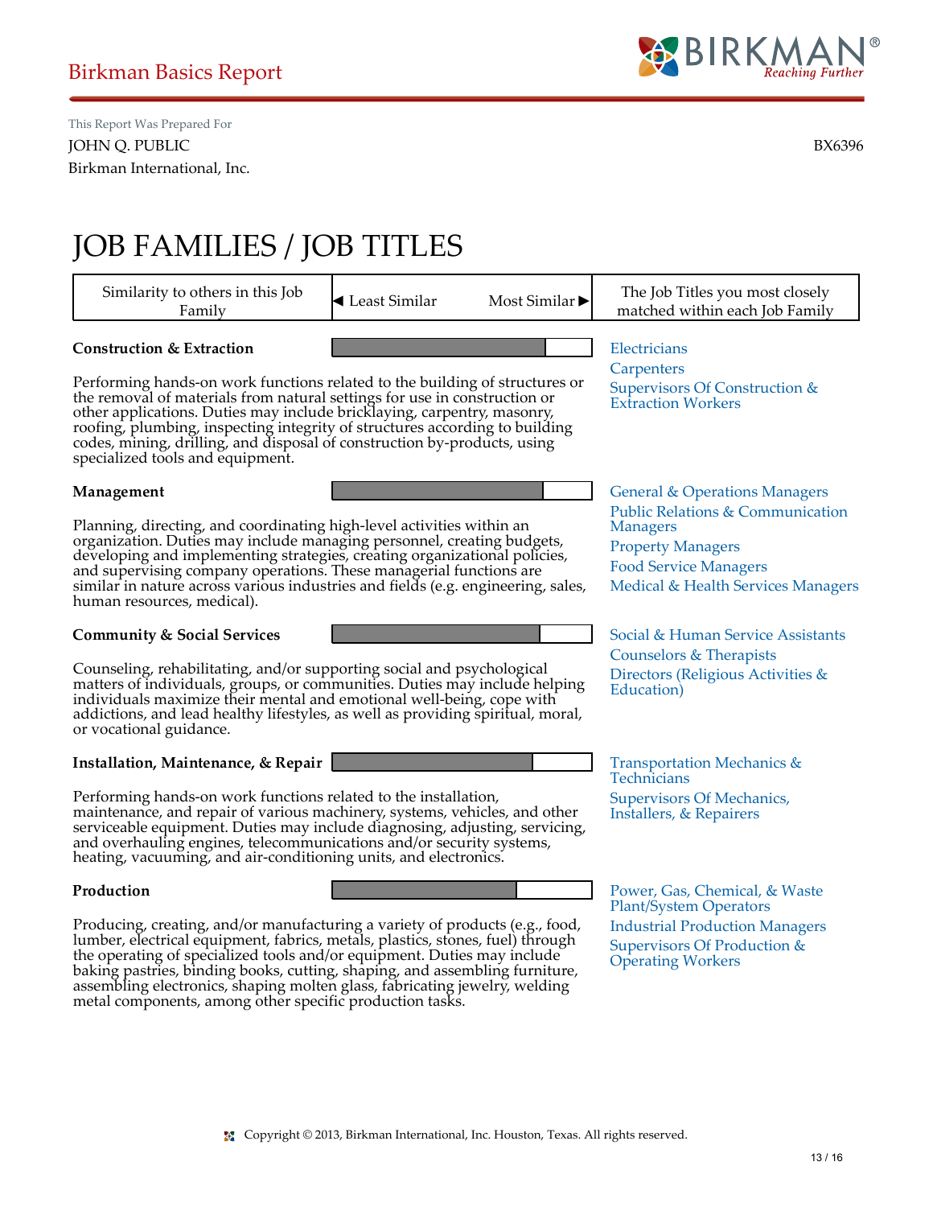Birkman Basics Report

This Report Was Prepared For
JOHN Q. PUBLIC
Birkman International, Inc.

BX6396

# JOB FAMILIES / JOB TITLES

| Similarity to others in this Job Family | ◀ Least Similar — Most Similar ▶ | The Job Titles you most closely matched within each Job Family |
|---|---|---|
| **Construction & Extraction**<br><br>Performing hands-on work functions related to the building of structures or the removal of materials from natural settings for use in construction or other applications. Duties may include bricklaying, carpentry, masonry, roofing, plumbing, inspecting integrity of structures according to building codes, mining, drilling, and disposal of construction by-products, using specialized tools and equipment. | | Electricians<br>Carpenters<br>Supervisors Of Construction & Extraction Workers |
| **Management**<br><br>Planning, directing, and coordinating high-level activities within an organization. Duties may include managing personnel, creating budgets, developing and implementing strategies, creating organizational policies, and supervising company operations. These managerial functions are similar in nature across various industries and fields (e.g. engineering, sales, human resources, medical). | | General & Operations Managers<br>Public Relations & Communication Managers<br>Property Managers<br>Food Service Managers<br>Medical & Health Services Managers |
| **Community & Social Services**<br><br>Counseling, rehabilitating, and/or supporting social and psychological matters of individuals, groups, or communities. Duties may include helping individuals maximize their mental and emotional well-being, cope with addictions, and lead healthy lifestyles, as well as providing spiritual, moral, or vocational guidance. | | Social & Human Service Assistants<br>Counselors & Therapists<br>Directors (Religious Activities & Education) |
| **Installation, Maintenance, & Repair**<br><br>Performing hands-on work functions related to the installation, maintenance, and repair of various machinery, systems, vehicles, and other serviceable equipment. Duties may include diagnosing, adjusting, servicing, and overhauling engines, telecommunications and/or security systems, heating, vacuuming, and air-conditioning units, and electronics. | | Transportation Mechanics & Technicians<br>Supervisors Of Mechanics, Installers, & Repairers |
| **Production**<br><br>Producing, creating, and/or manufacturing a variety of products (e.g., food, lumber, electrical equipment, fabrics, metals, plastics, stones, fuel) through the operating of specialized tools and/or equipment. Duties may include baking pastries, binding books, cutting, shaping, and assembling furniture, assembling electronics, shaping molten glass, fabricating jewelry, welding metal components, among other specific production tasks. | | Power, Gas, Chemical, & Waste Plant/System Operators<br>Industrial Production Managers<br>Supervisors Of Production & Operating Workers |

Copyright © 2013, Birkman International, Inc. Houston, Texas. All rights reserved.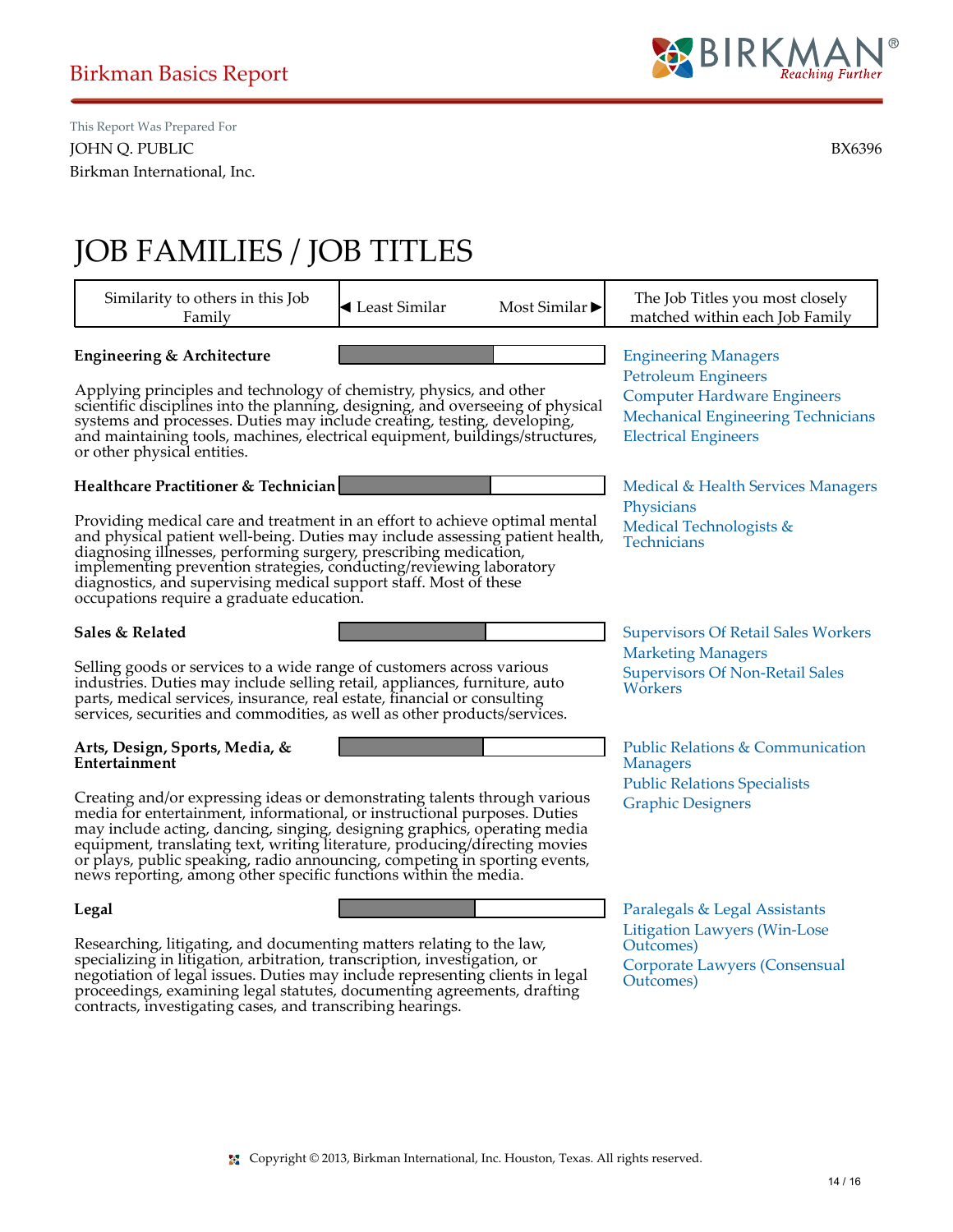# Birkman Basics Report

This Report Was Prepared For

JOHN Q. PUBLIC  BX6396

Birkman International, Inc.

# JOB FAMILIES / JOB TITLES

| Similarity to others in this Job Family | ◀ Least Similar — Most Similar ▶ | The Job Titles you most closely matched within each Job Family |
|---|---|---|
| **Engineering & Architecture**<br><br>Applying principles and technology of chemistry, physics, and other scientific disciplines into the planning, designing, and overseeing of physical systems and processes. Duties may include creating, testing, developing, and maintaining tools, machines, electrical equipment, buildings/structures, or other physical entities. | | Engineering Managers<br>Petroleum Engineers<br>Computer Hardware Engineers<br>Mechanical Engineering Technicians<br>Electrical Engineers |
| **Healthcare Practitioner & Technician**<br><br>Providing medical care and treatment in an effort to achieve optimal mental and physical patient well-being. Duties may include assessing patient health, diagnosing illnesses, performing surgery, prescribing medication, implementing prevention strategies, conducting/reviewing laboratory diagnostics, and supervising medical support staff. Most of these occupations require a graduate education. | | Medical & Health Services Managers<br>Physicians<br>Medical Technologists & Technicians |
| **Sales & Related**<br><br>Selling goods or services to a wide range of customers across various industries. Duties may include selling retail, appliances, furniture, auto parts, medical services, insurance, real estate, financial or consulting services, securities and commodities, as well as other products/services. | | Supervisors Of Retail Sales Workers<br>Marketing Managers<br>Supervisors Of Non-Retail Sales Workers |
| **Arts, Design, Sports, Media, & Entertainment**<br><br>Creating and/or expressing ideas or demonstrating talents through various media for entertainment, informational, or instructional purposes. Duties may include acting, dancing, singing, designing graphics, operating media equipment, translating text, writing literature, producing/directing movies or plays, public speaking, radio announcing, competing in sporting events, news reporting, among other specific functions within the media. | | Public Relations & Communication Managers<br>Public Relations Specialists<br>Graphic Designers |
| **Legal**<br><br>Researching, litigating, and documenting matters relating to the law, specializing in litigation, arbitration, transcription, investigation, or negotiation of legal issues. Duties may include representing clients in legal proceedings, examining legal statutes, documenting agreements, drafting contracts, investigating cases, and transcribing hearings. | | Paralegals & Legal Assistants<br>Litigation Lawyers (Win-Lose Outcomes)<br>Corporate Lawyers (Consensual Outcomes) |

Copyright © 2013, Birkman International, Inc. Houston, Texas. All rights reserved.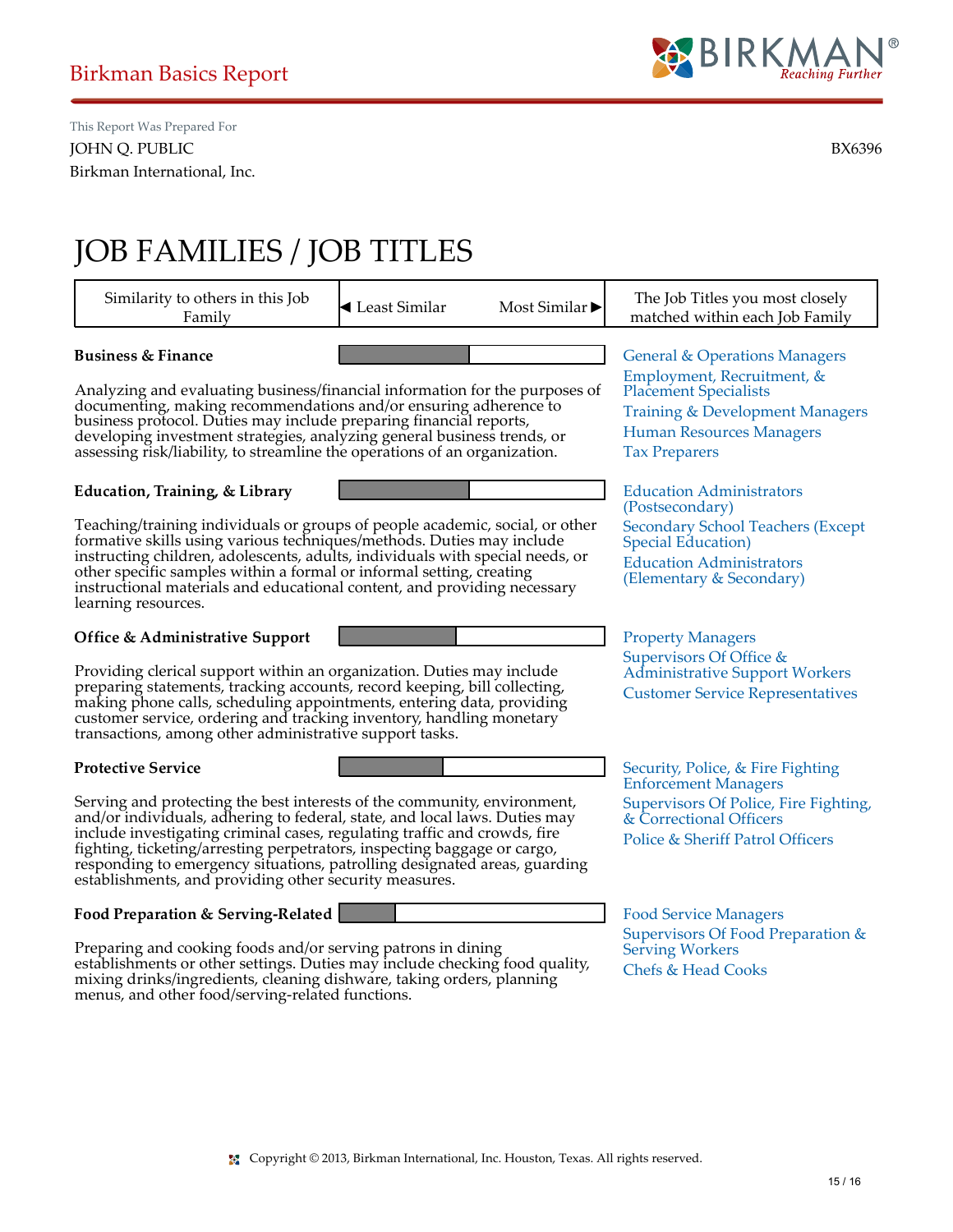Birkman Basics Report

This Report Was Prepared For

JOHN Q. PUBLIC

Birkman International, Inc.

BX6396

# JOB FAMILIES / JOB TITLES

| Similarity to others in this Job Family | ◀ Least Similar — Most Similar ▶ | The Job Titles you most closely matched within each Job Family |
|---|---|---|

### Business & Finance

Analyzing and evaluating business/financial information for the purposes of documenting, making recommendations and/or ensuring adherence to business protocol. Duties may include preparing financial reports, developing investment strategies, analyzing general business trends, or assessing risk/liability, to streamline the operations of an organization.

- General & Operations Managers
- Employment, Recruitment, & Placement Specialists
- Training & Development Managers
- Human Resources Managers
- Tax Preparers

### Education, Training, & Library

Teaching/training individuals or groups of people academic, social, or other formative skills using various techniques/methods. Duties may include instructing children, adolescents, adults, individuals with special needs, or other specific samples within a formal or informal setting, creating instructional materials and educational content, and providing necessary learning resources.

- Education Administrators (Postsecondary)
- Secondary School Teachers (Except Special Education)
- Education Administrators (Elementary & Secondary)

### Office & Administrative Support

Providing clerical support within an organization. Duties may include preparing statements, tracking accounts, record keeping, bill collecting, making phone calls, scheduling appointments, entering data, providing customer service, ordering and tracking inventory, handling monetary transactions, among other administrative support tasks.

- Property Managers
- Supervisors Of Office & Administrative Support Workers
- Customer Service Representatives

### Protective Service

Serving and protecting the best interests of the community, environment, and/or individuals, adhering to federal, state, and local laws. Duties may include investigating criminal cases, regulating traffic and crowds, fire fighting, ticketing/arresting perpetrators, inspecting baggage or cargo, responding to emergency situations, patrolling designated areas, guarding establishments, and providing other security measures.

- Security, Police, & Fire Fighting Enforcement Managers
- Supervisors Of Police, Fire Fighting, & Correctional Officers
- Police & Sheriff Patrol Officers

### Food Preparation & Serving-Related

Preparing and cooking foods and/or serving patrons in dining establishments or other settings. Duties may include checking food quality, mixing drinks/ingredients, cleaning dishware, taking orders, planning menus, and other food/serving-related functions.

- Food Service Managers
- Supervisors Of Food Preparation & Serving Workers
- Chefs & Head Cooks

Copyright © 2013, Birkman International, Inc. Houston, Texas. All rights reserved.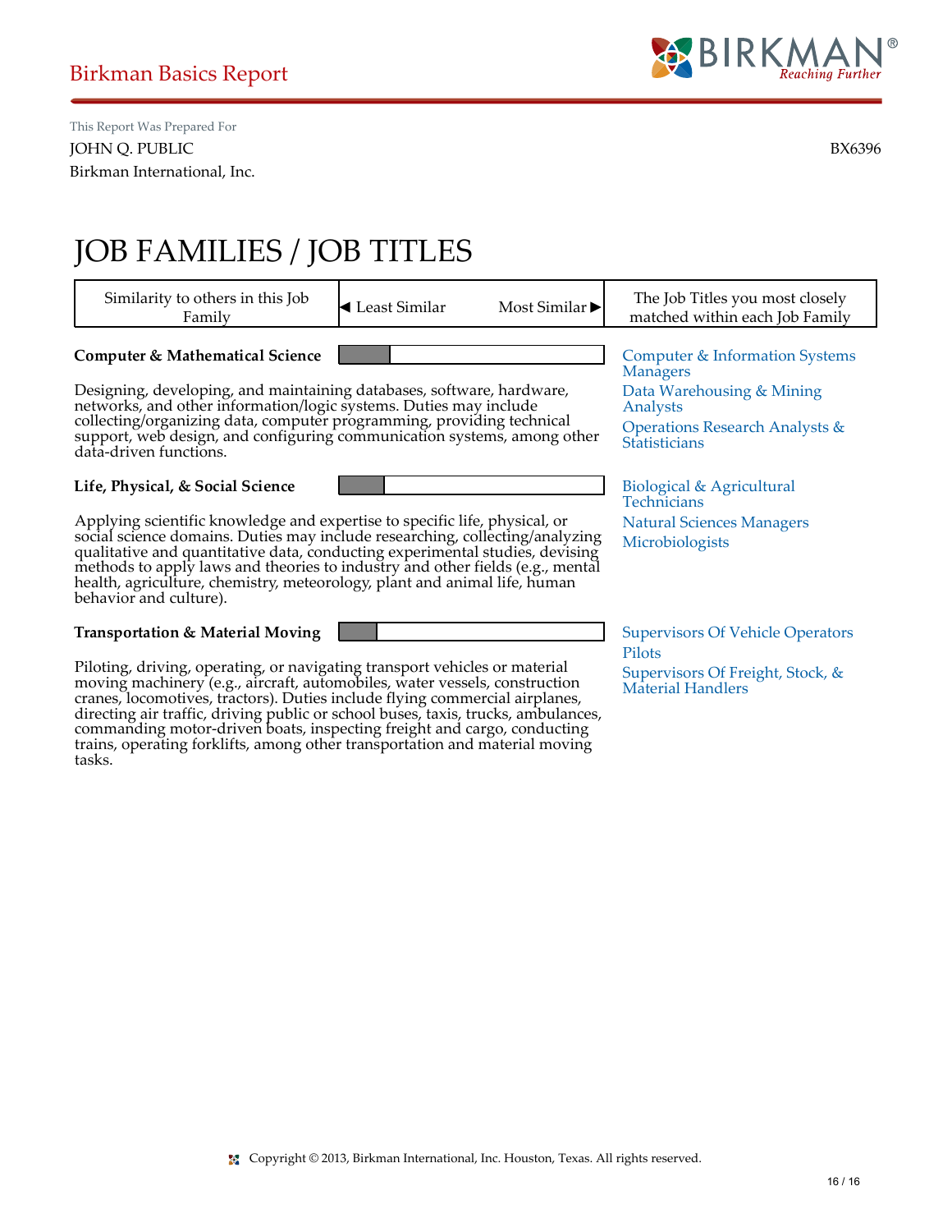Birkman Basics Report

This Report Was Prepared For
JOHN Q. PUBLIC
Birkman International, Inc.

BX6396

# JOB FAMILIES / JOB TITLES

| Similarity to others in this Job Family | ◀ Least Similar — Most Similar ▶ | The Job Titles you most closely matched within each Job Family |
|---|---|---|
| **Computer & Mathematical Science**<br>Designing, developing, and maintaining databases, software, hardware, networks, and other information/logic systems. Duties may include collecting/organizing data, computer programming, providing technical support, web design, and configuring communication systems, among other data-driven functions. | | Computer & Information Systems Managers<br>Data Warehousing & Mining Analysts<br>Operations Research Analysts & Statisticians |
| **Life, Physical, & Social Science**<br>Applying scientific knowledge and expertise to specific life, physical, or social science domains. Duties may include researching, collecting/analyzing qualitative and quantitative data, conducting experimental studies, devising methods to apply laws and theories to industry and other fields (e.g., mental health, agriculture, chemistry, meteorology, plant and animal life, human behavior and culture). | | Biological & Agricultural Technicians<br>Natural Sciences Managers<br>Microbiologists |
| **Transportation & Material Moving**<br>Piloting, driving, operating, or navigating transport vehicles or material moving machinery (e.g., aircraft, automobiles, water vessels, construction cranes, locomotives, tractors). Duties include flying commercial airplanes, directing air traffic, driving public or school buses, taxis, trucks, ambulances, commanding motor-driven boats, inspecting freight and cargo, conducting trains, operating forklifts, among other transportation and material moving tasks. | | Supervisors Of Vehicle Operators<br>Pilots<br>Supervisors Of Freight, Stock, & Material Handlers |

Copyright © 2013, Birkman International, Inc. Houston, Texas. All rights reserved.